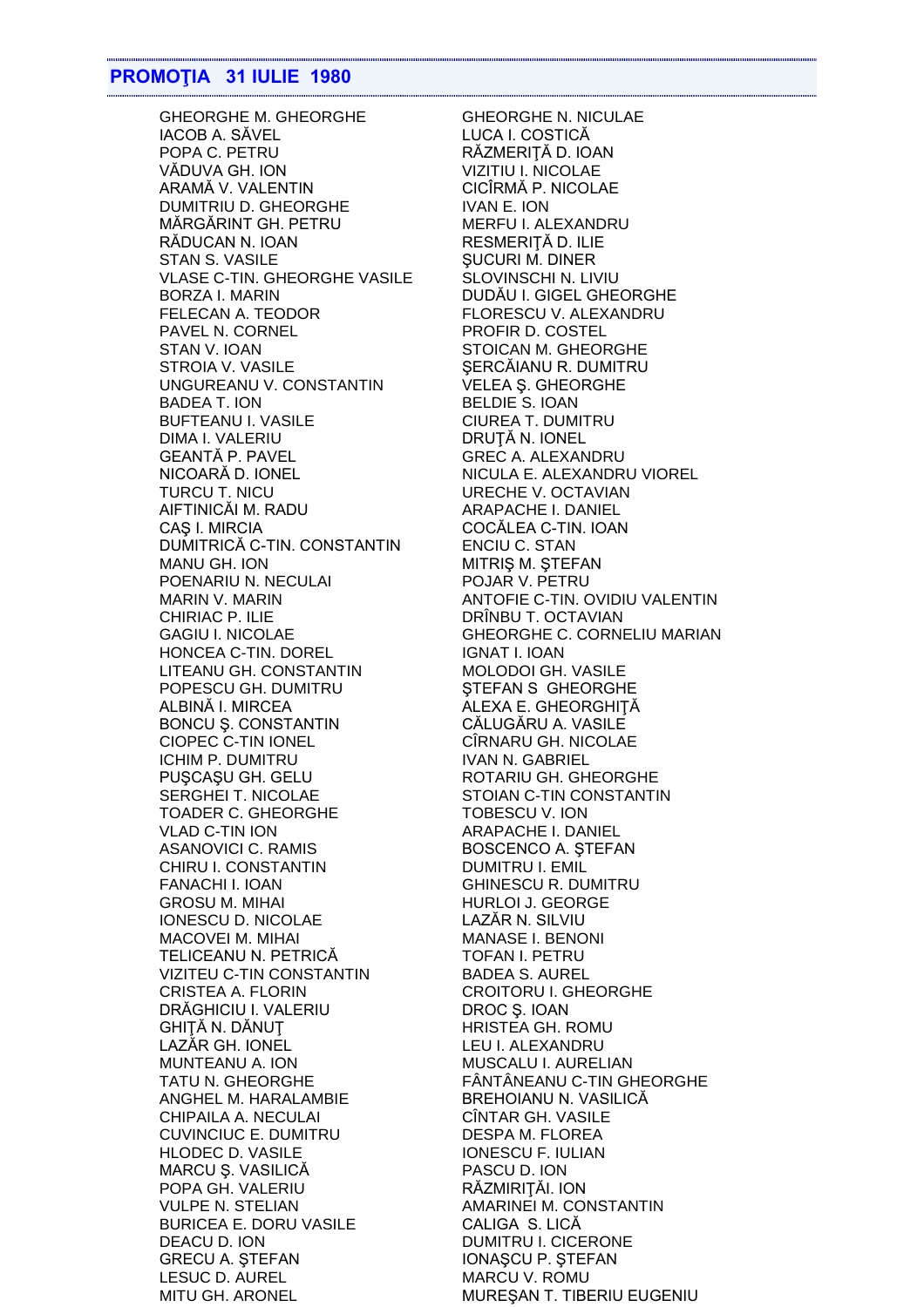## PROMOŢIA 31 IULIE 1980

GHEORGHE M. GHEORGHE
IACOB A. SĂVEL
POPA C. PETRU
VĂDUVA GH. ION
ARAMĂ V. VALENTIN
DUMITRIU D. GHEORGHE
MĂRGĂRINT GH. PETRU
RĂDUCAN N. IOAN
STAN S. VASILE
VLASE C-TIN. GHEORGHE VASILE
BORZA I. MARIN
FELECAN A. TEODOR
PAVEL N. CORNEL
STAN V. IOAN
STROIA V. VASILE
UNGUREANU V. CONSTANTIN
BADEA T. ION
BUFTEANU I. VASILE
DIMA I. VALERIU
GEANTĂ P. PAVEL
NICOARĂ D. IONEL
TURCU T. NICU
AIFTINICĂI M. RADU
CAŞ I. MIRCIA
DUMITRICĂ C-TIN. CONSTANTIN
MANU GH. ION
POENARIU N. NECULAI
MARIN V. MARIN
CHIRIAC P. ILIE
GAGIU I. NICOLAE
HONCEA C-TIN. DOREL
LITEANU GH. CONSTANTIN
POPESCU GH. DUMITRU
ALBINĂ I. MIRCEA
BONCU Ş. CONSTANTIN
CIOPEC C-TIN IONEL
ICHIM P. DUMITRU
PUŞCAŞU GH. GELU
SERGHEI T. NICOLAE
TOADER C. GHEORGHE
VLAD C-TIN ION
ASANOVICI C. RAMIS
CHIRU I. CONSTANTIN
FANACHI I. IOAN
GROSU M. MIHAI
IONESCU D. NICOLAE
MACOVEI M. MIHAI
TELICEANU N. PETRICĂ
VIZITEU C-TIN CONSTANTIN
CRISTEA A. FLORIN
DRĂGHICIU I. VALERIU
GHIŢĂ N. DĂNUŢ
LAZĂR GH. IONEL
MUNTEANU A. ION
TATU N. GHEORGHE
ANGHEL M. HARALAMBIE
CHIPAILA A. NECULAI
CUVINCIUC E. DUMITRU
HLODEC D. VASILE
MARCU Ş. VASILICĂ
POPA GH. VALERIU
VULPE N. STELIAN
BURICEA E. DORU VASILE
DEACU D. ION
GRECU A. ŞTEFAN
LESUC D. AUREL
MITU GH. ARONEL
GHEORGHE N. NICULAE
LUCA I. COSTICĂ
RĂZMERIŢĂ D. IOAN
VIZITIU I. NICOLAE
CICÎRMĂ P. NICOLAE
IVAN E. ION
MERFU I. ALEXANDRU
RESMERIŢĂ D. ILIE
ŞUCURI M. DINER
SLOVINSCHI N. LIVIU
DUDĂU I. GIGEL GHEORGHE
FLORESCU V. ALEXANDRU
PROFIR D. COSTEL
STOICAN M. GHEORGHE
ŞERCĂIANU R. DUMITRU
VELEA Ş. GHEORGHE
BELDIE S. IOAN
CIUREA T. DUMITRU
DRUŢĂ N. IONEL
GREC A. ALEXANDRU
NICULA E. ALEXANDRU VIOREL
URECHE V. OCTAVIAN
ARAPACHE I. DANIEL
COCĂLEA C-TIN. IOAN
ENCIU C. STAN
MITRIŞ M. ŞTEFAN
POJAR V. PETRU
ANTOFIE C-TIN. OVIDIU VALENTIN
DRÎNBU T. OCTAVIAN
GHEORGHE C. CORNELIU MARIAN
IGNAT I. IOAN
MOLODOI GH. VASILE
ŞTEFAN S GHEORGHE
ALEXA E. GHEORGHIŢĂ
CĂLUGĂRU A. VASILE
CÎRNARU GH. NICOLAE
IVAN N. GABRIEL
ROTARIU GH. GHEORGHE
STOIAN C-TIN CONSTANTIN
TOBESCU V. ION
ARAPACHE I. DANIEL
BOSCENCO A. ŞTEFAN
DUMITRU I. EMIL
GHINESCU R. DUMITRU
HURLOI J. GEORGE
LAZĂR N. SILVIU
MANASE I. BENONI
TOFAN I. PETRU
BADEA S. AUREL
CROITORU I. GHEORGHE
DROC Ş. IOAN
HRISTEA GH. ROMU
LEU I. ALEXANDRU
MUSCALU I. AURELIAN
FÂNTÂNEANU C-TIN GHEORGHE
BREHOIANU N. VASILICĂ
CÎNTAR GH. VASILE
DESPA M. FLOREA
IONESCU F. IULIAN
PASCU D. ION
RĂZMIRIŢĂI. ION
AMARINEI M. CONSTANTIN
CALIGA S. LICĂ
DUMITRU I. CICERONE
IONAŞCU P. ŞTEFAN
MARCU V. ROMU
MUREŞAN T. TIBERIU EUGENIU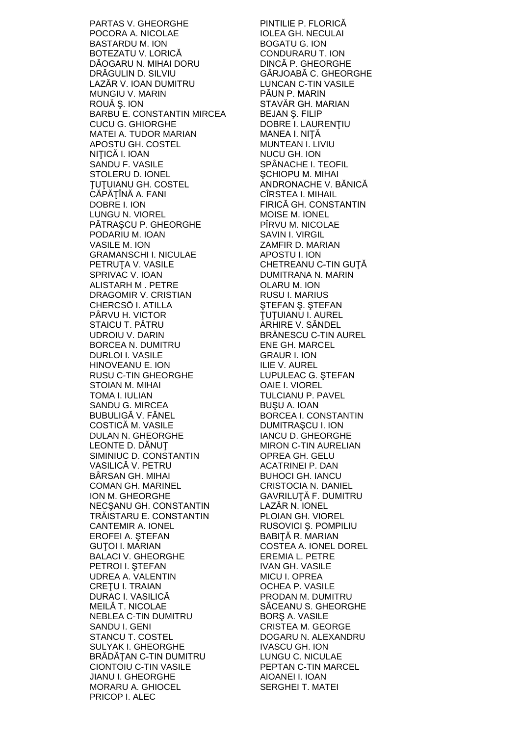PARTAS V. GHEORGHE
POCORA A. NICOLAE
BASTARDU M. ION
BOTEZATU V. LORICĂ
DĂOGARU N. MIHAI DORU
DRĂGULIN D. SILVIU
LAZĂR V. IOAN DUMITRU
MUNGIU V. MARIN
ROUĂ Ş. ION
BARBU E. CONSTANTIN MIRCEA
CUCU G. GHIORGHE
MATEI A. TUDOR MARIAN
APOSTU GH. COSTEL
NIŢICĂ I. IOAN
SANDU F. VASILE
STOLERU D. IONEL
ŢUŢUIANU GH. COSTEL
CĂPĂŢÎNĂ A. FANI
DOBRE I. ION
LUNGU N. VIOREL
PĂTRAŞCU P. GHEORGHE
PODARIU M. IOAN
VASILE M. ION
GRAMANSCHI I. NICULAE
PETRUŢA V. VASILE
SPRIVAC V. IOAN
ALISTARH M . PETRE
DRAGOMIR V. CRISTIAN
CHERCSÖ I. ATILLA
PÂRVU H. VICTOR
STAICU T. PĂTRU
UDROIU V. DARIN
BORCEA N. DUMITRU
DURLOI I. VASILE
HINOVEANU E. ION
RUSU C-TIN GHEORGHE
STOIAN M. MIHAI
TOMA I. IULIAN
SANDU G. MIRCEA
BUBULIGĂ V. FĂNEL
COSTICĂ M. VASILE
DULAN N. GHEORGHE
LEONTE D. DĂNUŢ
SIMINIUC D. CONSTANTIN
VASILICĂ V. PETRU
BÂRSAN GH. MIHAI
COMAN GH. MARINEL
ION M. GHEORGHE
NECŞANU GH. CONSTANTIN
TRĂISTARU E. CONSTANTIN
CANTEMIR A. IONEL
EROFEI A. ŞTEFAN
GUŢOI I. MARIAN
BALACI V. GHEORGHE
PETROI I. ŞTEFAN
UDREA A. VALENTIN
CREŢU I. TRAIAN
DURAC I. VASILICĂ
MEILĂ T. NICOLAE
NEBLEA C-TIN DUMITRU
SANDU I. GENI
STANCU T. COSTEL
SULYAK I. GHEORGHE
BRĂDĂŢAN C-TIN DUMITRU
CIONTOIU C-TIN VASILE
JIANU I. GHEORGHE
MORARU A. GHIOCEL
PRICOP I. ALEC
PINTILIE P. FLORICĂ
IOLEA GH. NECULAI
BOGATU G. ION
CONDURARU T. ION
DINCĂ P. GHEORGHE
GÂRJOABĂ C. GHEORGHE
LUNCAN C-TIN VASILE
PĂUN P. MARIN
STAVĂR GH. MARIAN
BEJAN Ş. FILIP
DOBRE I. LAURENŢIU
MANEA I. NIŢĂ
MUNTEAN I. LIVIU
NUCU GH. ION
SPÂNACHE I. TEOFIL
ŞCHIOPU M. MIHAI
ANDRONACHE V. BĂNICĂ
CÎRSTEA I. MIHAIL
FIRICĂ GH. CONSTANTIN
MOISE M. IONEL
PÎRVU M. NICOLAE
SAVIN I. VIRGIL
ZAMFIR D. MARIAN
APOSTU I. ION
CHETREANU C-TIN GUŢĂ
DUMITRANA N. MARIN
OLARU M. ION
RUSU I. MARIUS
ŞTEFAN Ş. ŞTEFAN
ŢUŢUIANU I. AUREL
ARHIRE V. SĂNDEL
BRĂNESCU C-TIN AUREL
ENE GH. MARCEL
GRAUR I. ION
ILIE V. AUREL
LUPULEAC G. ŞTEFAN
OAIE I. VIOREL
TULCIANU P. PAVEL
BUŞU A. IOAN
BORCEA I. CONSTANTIN
DUMITRAŞCU I. ION
IANCU D. GHEORGHE
MIRON C-TIN AURELIAN
OPREA GH. GELU
ACATRINEI P. DAN
BUHOCI GH. IANCU
CRISTOCIA N. DANIEL
GAVRILUŢĂ F. DUMITRU
LAZĂR N. IONEL
PLOIAN GH. VIOREL
RUSOVICI Ş. POMPILIU
BABIŢĂ R. MARIAN
COSTEA A. IONEL DOREL
EREMIA L. PETRE
IVAN GH. VASILE
MICU I. OPREA
OCHEA P. VASILE
PRODAN M. DUMITRU
SĂCEANU S. GHEORGHE
BORŞ A. VASILE
CRISTEA M. GEORGE
DOGARU N. ALEXANDRU
IVASCU GH. ION
LUNGU C. NICULAE
PEPTAN C-TIN MARCEL
AIOANEI I. IOAN
SERGHEI T. MATEI